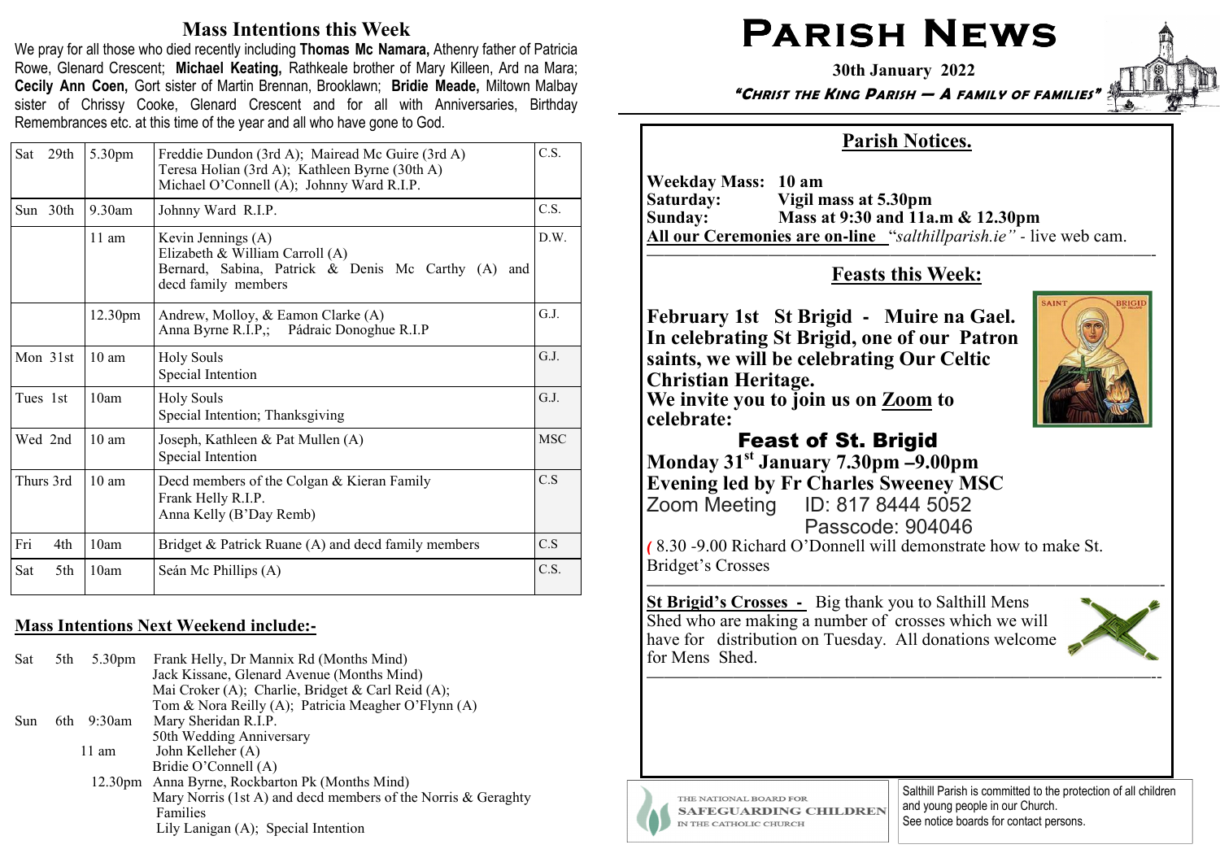## Mass Intentions this Week

We pray for all those who died recently including **Thomas Mc Namara,** Athenry father of Patricia Rowe, Glenard Crescent; **Michael Keating,** Rathkeale brother of Mary Killeen, Ard na Mara; **Cecily Ann Coen,** Gort sister of Martin Brennan, Brooklawn; **Bridie Meade,** Miltown Malbay sister of Chrissy Cooke, Glenard Crescent and for all with Anniversaries, Birthday Remembrances etc. at this time of the year and all who have gone to God.

| | | | |
|---|---|---|---|
| Sat 29th | 5.30pm | Freddie Dundon (3rd A); Mairead Mc Guire (3rd A) Teresa Holian (3rd A); Kathleen Byrne (30th A) Michael O'Connell (A); Johnny Ward R.I.P. | C.S. |
| Sun 30th | 9.30am | Johnny Ward R.I.P. | C.S. |
| | 11 am | Kevin Jennings (A) Elizabeth & William Carroll (A) Bernard, Sabina, Patrick & Denis Mc Carthy (A) and decd family members | D.W. |
| | 12.30pm | Andrew, Molloy, & Eamon Clarke (A) Anna Byrne R.I.P.; Pádraic Donoghue R.I.P | G.J. |
| Mon 31st | 10 am | Holy Souls Special Intention | G.J. |
| Tues 1st | 10am | Holy Souls Special Intention; Thanksgiving | G.J. |
| Wed 2nd | 10 am | Joseph, Kathleen & Pat Mullen (A) Special Intention | MSC |
| Thurs 3rd | 10 am | Decd members of the Colgan & Kieran Family Frank Helly R.I.P. Anna Kelly (B'Day Remb) | C.S |
| Fri 4th | 10am | Bridget & Patrick Ruane (A) and decd family members | C.S |
| Sat 5th | 10am | Seán Mc Phillips (A) | C.S. |

### Mass Intentions Next Weekend include:-

| | | | |
|---|---|---|---|
| Sat | 5th | 5.30pm | Frank Helly, Dr Mannix Rd (Months Mind) Jack Kissane, Glenard Avenue (Months Mind) Mai Croker (A); Charlie, Bridget & Carl Reid (A); Tom & Nora Reilly (A); Patricia Meagher O'Flynn (A) |
| Sun | 6th | 9:30am | Mary Sheridan R.I.P. 50th Wedding Anniversary |
| | | 11 am | John Kelleher (A) Bridie O'Connell (A) |
| | | 12.30pm | Anna Byrne, Rockbarton Pk (Months Mind) Mary Norris (1st A) and decd members of the Norris & Geraghty Families Lily Lanigan (A); Special Intention |

# PARISH NEWS

**30th January 2022**

***"CHRIST THE KING PARISH — A FAMILY OF FAMILIES"***

## Parish Notices.

**Weekday Mass: 10 am**
**Saturday: Vigil mass at 5.30pm**
**Sunday: Mass at 9:30 and 11a.m & 12.30pm**
**All our Ceremonies are on-line** "*salthillparish.ie"* - live web cam.

## Feasts this Week:

**February 1st St Brigid - Muire na Gael. In celebrating St Brigid, one of our Patron saints, we will be celebrating Our Celtic Christian Heritage.**
**We invite you to join us on Zoom to celebrate:**

**Feast of St. Brigid**
**Monday 31st January 7.30pm –9.00pm**
**Evening led by Fr Charles Sweeney MSC**
Zoom Meeting ID: 817 8444 5052
Passcode: 904046
( 8.30 -9.00 Richard O'Donnell will demonstrate how to make St. Bridget's Crosses

**St Brigid's Crosses -** Big thank you to Salthill Mens Shed who are making a number of crosses which we will have for distribution on Tuesday. All donations welcome for Mens Shed.

THE NATIONAL BOARD FOR SAFEGUARDING CHILDREN IN THE CATHOLIC CHURCH

Salthill Parish is committed to the protection of all children and young people in our Church. See notice boards for contact persons.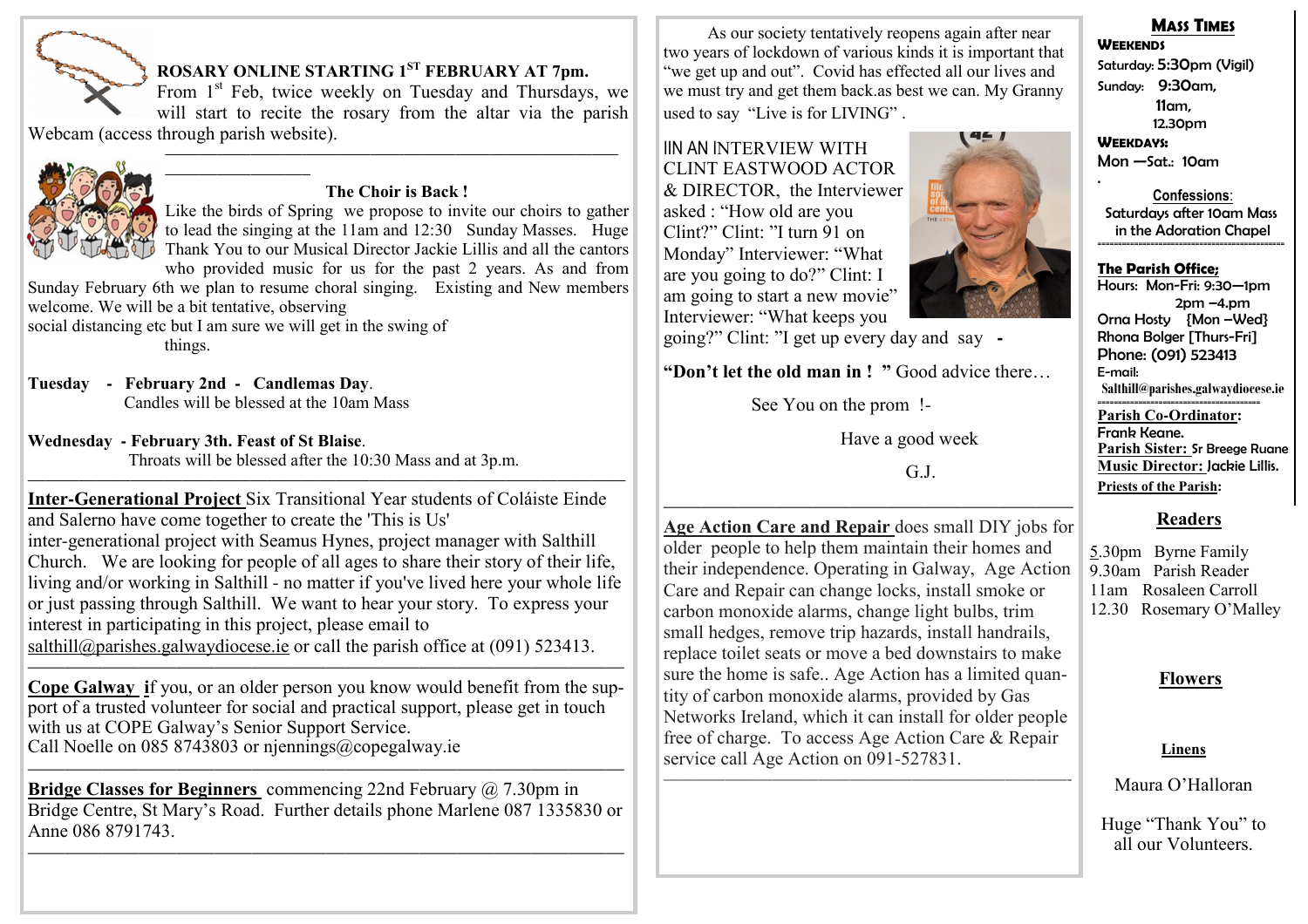## ROSARY ONLINE STARTING 1ST FEBRUARY AT 7pm.

From 1st Feb, twice weekly on Tuesday and Thursdays, we will start to recite the rosary from the altar via the parish Webcam (access through parish website).

---

### The Choir is Back !

Like the birds of Spring we propose to invite our choirs to gather to lead the singing at the 11am and 12:30 Sunday Masses. Huge Thank You to our Musical Director Jackie Lillis and all the cantors who provided music for us for the past 2 years. As and from Sunday February 6th we plan to resume choral singing. Existing and New members welcome. We will be a bit tentative, observing social distancing etc but I am sure we will get in the swing of things.

**Tuesday - February 2nd - Candlemas Day.**
Candles will be blessed at the 10am Mass

**Wednesday - February 3th. Feast of St Blaise.**
Throats will be blessed after the 10:30 Mass and at 3p.m.

---

**Inter-Generational Project** Six Transitional Year students of Coláiste Einde and Salerno have come together to create the 'This is Us' inter-generational project with Seamus Hynes, project manager with Salthill Church. We are looking for people of all ages to share their story of their life, living and/or working in Salthill - no matter if you've lived here your whole life or just passing through Salthill. We want to hear your story. To express your interest in participating in this project, please email to salthill@parishes.galwaydiocese.ie or call the parish office at (091) 523413.

---

**Cope Galway** if you, or an older person you know would benefit from the support of a trusted volunteer for social and practical support, please get in touch with us at COPE Galway's Senior Support Service.
Call Noelle on 085 8743803 or njennings@copegalway.ie

---

**Bridge Classes for Beginners** commencing 22nd February @ 7.30pm in Bridge Centre, St Mary's Road. Further details phone Marlene 087 1335830 or Anne 086 8791743.

---

As our society tentatively reopens again after near two years of lockdown of various kinds it is important that "we get up and out". Covid has effected all our lives and we must try and get them back.as best we can. My Granny used to say "Live is for LIVING" .

IIN AN IINTERVIEW WITH CLINT EASTWOOD ACTOR & DIRECTOR, the Interviewer asked : "How old are you Clint?" Clint: "I turn 91 on Monday" Interviewer: "What are you going to do?" Clint: "I am going to start a new movie" Interviewer: "What keeps you going?" Clint: "I get up every day and say -

**"Don't let the old man in ! "** Good advice there…

See You on the prom !-

Have a good week

G.J.

---

**Age Action Care and Repair** does small DIY jobs for older people to help them maintain their homes and their independence. Operating in Galway, Age Action Care and Repair can change locks, install smoke or carbon monoxide alarms, change light bulbs, trim small hedges, remove trip hazards, install handrails, replace toilet seats or move a bed downstairs to make sure the home is safe.. Age Action has a limited quantity of carbon monoxide alarms, provided by Gas Networks Ireland, which it can install for older people free of charge. To access Age Action Care & Repair service call Age Action on 091-527831.

---

## Mass Times

**Weekends**
Saturday: 5:30pm (Vigil)
Sunday: 9:30am, 11am, 12.30pm

**Weekdays:**
Mon —Sat.: 10am

**Confessions:**
Saturdays after 10am Mass in the Adoration Chapel

---

**The Parish Office;**
Hours: Mon-Fri: 9:30—1pm
2pm –4.pm
Orna Hosty {Mon –Wed}
Rhona Bolger [Thurs-Fri]
Phone: (091) 523413
E-mail:
Salthill@parishes.galwaydiocese.ie

**Parish Co-Ordinator:** Frank Keane.
**Parish Sister:** Sr Breege Ruane
**Music Director:** Jackie Lillis.
**Priests of the Parish:**

### Readers

5.30pm Byrne Family
9.30am Parish Reader
11am Rosaleen Carroll
12.30 Rosemary O'Malley

### Flowers

### Linens

Maura O'Halloran

Huge "Thank You" to all our Volunteers.